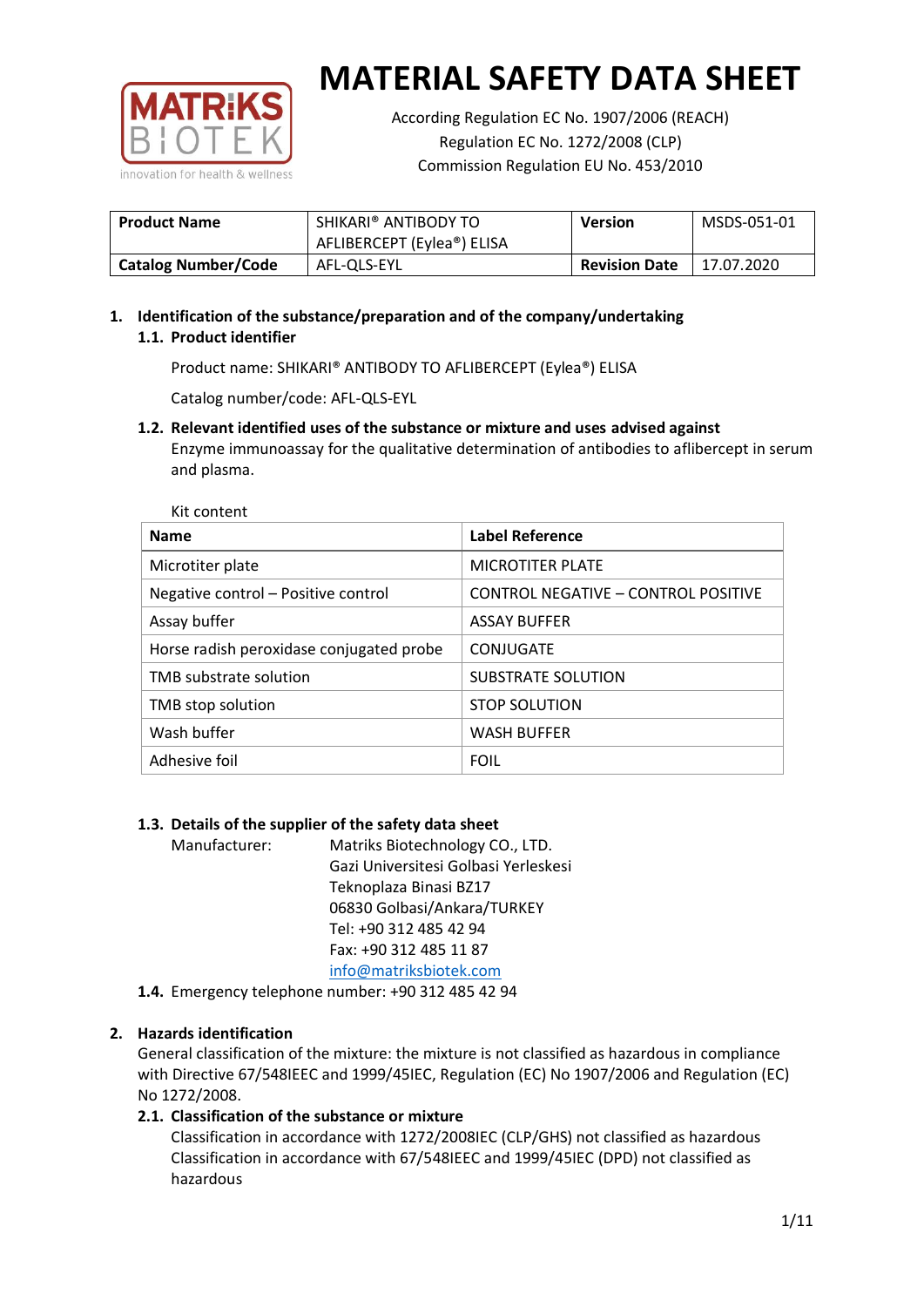# MATERIAL SAFETY DATA SHEET

According Regulation EC No. 1907/2006 (REACH)
Regulation EC No. 1272/2008 (CLP)
Commission Regulation EU No. 453/2010

| **Product Name** | SHIKARI® ANTIBODY TO AFLIBERCEPT (Eylea®) ELISA | **Version** | MSDS-051-01 |
|---|---|---|---|
| **Catalog Number/Code** | AFL-QLS-EYL | **Revision Date** | 17.07.2020 |

## 1. Identification of the substance/preparation and of the company/undertaking

### 1.1. Product identifier

Product name: SHIKARI® ANTIBODY TO AFLIBERCEPT (Eylea®) ELISA

Catalog number/code: AFL-QLS-EYL

### 1.2. Relevant identified uses of the substance or mixture and uses advised against

Enzyme immunoassay for the qualitative determination of antibodies to aflibercept in serum and plasma.

Kit content

| Name | Label Reference |
|---|---|
| Microtiter plate | MICROTITER PLATE |
| Negative control – Positive control | CONTROL NEGATIVE – CONTROL POSITIVE |
| Assay buffer | ASSAY BUFFER |
| Horse radish peroxidase conjugated probe | CONJUGATE |
| TMB substrate solution | SUBSTRATE SOLUTION |
| TMB stop solution | STOP SOLUTION |
| Wash buffer | WASH BUFFER |
| Adhesive foil | FOIL |

### 1.3. Details of the supplier of the safety data sheet

Manufacturer: Matriks Biotechnology CO., LTD.
Gazi Universitesi Golbasi Yerleskesi
Teknoplaza Binasi BZ17
06830 Golbasi/Ankara/TURKEY
Tel: +90 312 485 42 94
Fax: +90 312 485 11 87
info@matriksbiotek.com

### 1.4. Emergency telephone number: +90 312 485 42 94

## 2. Hazards identification

General classification of the mixture: the mixture is not classified as hazardous in compliance with Directive 67/548IEEC and 1999/45IEC, Regulation (EC) No 1907/2006 and Regulation (EC) No 1272/2008.

### 2.1. Classification of the substance or mixture

Classification in accordance with 1272/2008IEC (CLP/GHS) not classified as hazardous
Classification in accordance with 67/548IEEC and 1999/45IEC (DPD) not classified as hazardous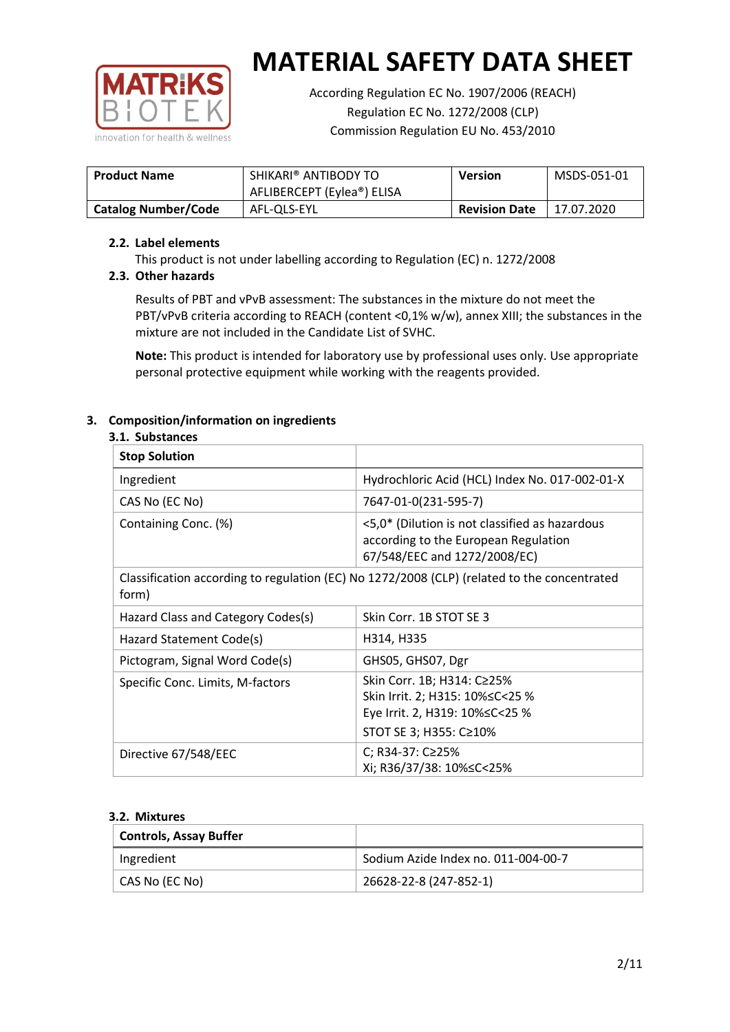# MATERIAL SAFETY DATA SHEET

According Regulation EC No. 1907/2006 (REACH)
Regulation EC No. 1272/2008 (CLP)
Commission Regulation EU No. 453/2010

| Product Name | SHIKARI® ANTIBODY TO AFLIBERCEPT (Eylea®) ELISA | Version | MSDS-051-01 |
|---|---|---|---|
| Catalog Number/Code | AFL-QLS-EYL | Revision Date | 17.07.2020 |

### 2.2. Label elements

This product is not under labelling according to Regulation (EC) n. 1272/2008

### 2.3. Other hazards

Results of PBT and vPvB assessment: The substances in the mixture do not meet the PBT/vPvB criteria according to REACH (content <0,1% w/w), annex XIII; the substances in the mixture are not included in the Candidate List of SVHC.

**Note:** This product is intended for laboratory use by professional uses only. Use appropriate personal protective equipment while working with the reagents provided.

## 3. Composition/information on ingredients

### 3.1. Substances

| **Stop Solution** | |
|---|---|
| Ingredient | Hydrochloric Acid (HCL) Index No. 017-002-01-X |
| CAS No (EC No) | 7647-01-0(231-595-7) |
| Containing Conc. (%) | <5,0* (Dilution is not classified as hazardous according to the European Regulation 67/548/EEC and 1272/2008/EC) |
| Classification according to regulation (EC) No 1272/2008 (CLP) (related to the concentrated form) | |
| Hazard Class and Category Codes(s) | Skin Corr. 1B STOT SE 3 |
| Hazard Statement Code(s) | H314, H335 |
| Pictogram, Signal Word Code(s) | GHS05, GHS07, Dgr |
| Specific Conc. Limits, M-factors | Skin Corr. 1B; H314: C≥25%<br>Skin Irrit. 2; H315: 10%≤C<25 %<br>Eye Irrit. 2, H319: 10%≤C<25 %<br>STOT SE 3; H355: C≥10% |
| Directive 67/548/EEC | C; R34-37: C≥25%<br>Xi; R36/37/38: 10%≤C<25% |

### 3.2. Mixtures

| **Controls, Assay Buffer** | |
|---|---|
| Ingredient | Sodium Azide Index no. 011-004-00-7 |
| CAS No (EC No) | 26628-22-8 (247-852-1) |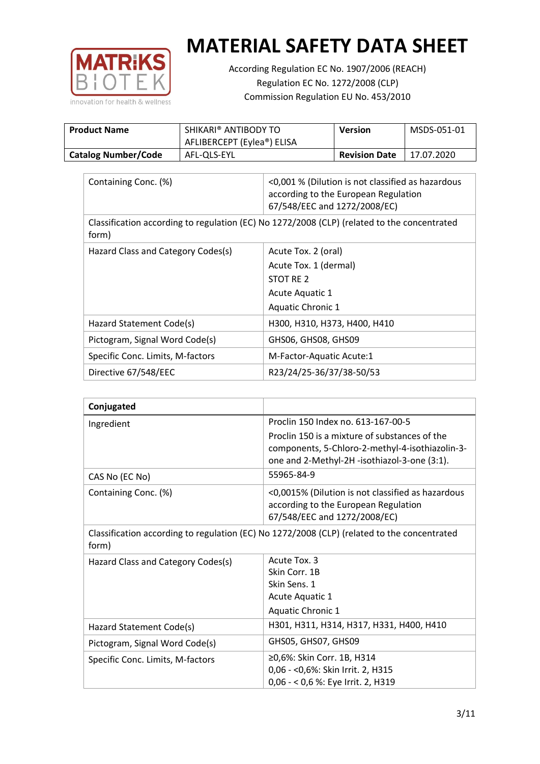# MATERIAL SAFETY DATA SHEET

According Regulation EC No. 1907/2006 (REACH)
Regulation EC No. 1272/2008 (CLP)
Commission Regulation EU No. 453/2010

| **Product Name** | SHIKARI® ANTIBODY TO AFLIBERCEPT (Eylea®) ELISA | **Version** | MSDS-051-01 |
|---|---|---|---|
| **Catalog Number/Code** | AFL-QLS-EYL | **Revision Date** | 17.07.2020 |

| | |
|---|---|
| Containing Conc. (%) | <0,001 % (Dilution is not classified as hazardous according to the European Regulation 67/548/EEC and 1272/2008/EC) |
| Classification according to regulation (EC) No 1272/2008 (CLP) (related to the concentrated form) | |
| Hazard Class and Category Codes(s) | Acute Tox. 2 (oral)<br>Acute Tox. 1 (dermal)<br>STOT RE 2<br>Acute Aquatic 1<br>Aquatic Chronic 1 |
| Hazard Statement Code(s) | H300, H310, H373, H400, H410 |
| Pictogram, Signal Word Code(s) | GHS06, GHS08, GHS09 |
| Specific Conc. Limits, M-factors | M-Factor-Aquatic Acute:1 |
| Directive 67/548/EEC | R23/24/25-36/37/38-50/53 |

| **Conjugated** | |
|---|---|
| Ingredient | Proclin 150 Index no. 613-167-00-5<br>Proclin 150 is a mixture of substances of the components, 5-Chloro-2-methyl-4-isothiazolin-3-one and 2-Methyl-2H -isothiazol-3-one (3:1). |
| CAS No (EC No) | 55965-84-9 |
| Containing Conc. (%) | <0,0015% (Dilution is not classified as hazardous according to the European Regulation 67/548/EEC and 1272/2008/EC) |
| Classification according to regulation (EC) No 1272/2008 (CLP) (related to the concentrated form) | |
| Hazard Class and Category Codes(s) | Acute Tox. 3<br>Skin Corr. 1B<br>Skin Sens. 1<br>Acute Aquatic 1<br>Aquatic Chronic 1 |
| Hazard Statement Code(s) | H301, H311, H314, H317, H331, H400, H410 |
| Pictogram, Signal Word Code(s) | GHS05, GHS07, GHS09 |
| Specific Conc. Limits, M-factors | ≥0,6%: Skin Corr. 1B, H314<br>0,06 - <0,6%: Skin Irrit. 2, H315<br>0,06 - < 0,6 %: Eye Irrit. 2, H319 |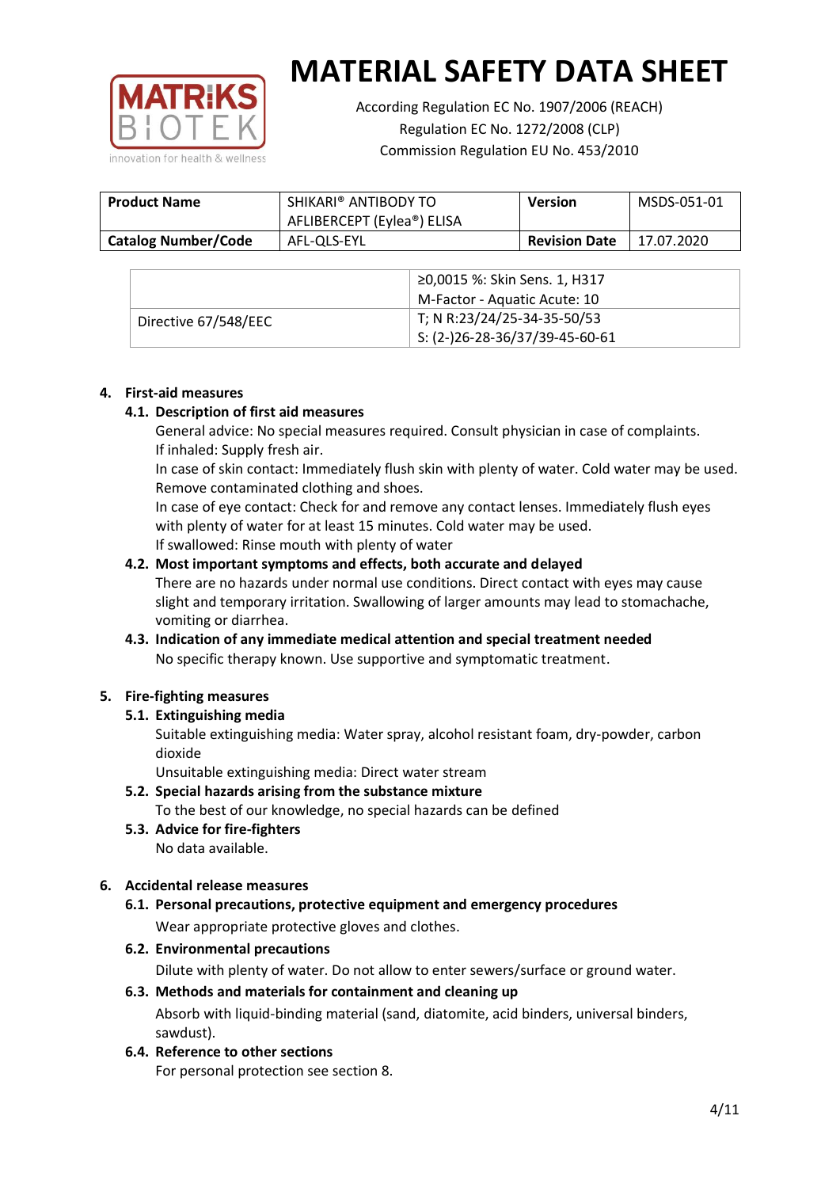# MATERIAL SAFETY DATA SHEET

According Regulation EC No. 1907/2006 (REACH)
Regulation EC No. 1272/2008 (CLP)
Commission Regulation EU No. 453/2010

| Product Name | SHIKARI® ANTIBODY TO AFLIBERCEPT (Eylea®) ELISA | Version | MSDS-051-01 |
|---|---|---|---|
| Catalog Number/Code | AFL-QLS-EYL | Revision Date | 17.07.2020 |

| | |
|---|---|
| | ≥0,0015 %: Skin Sens. 1, H317<br>M-Factor - Aquatic Acute: 10 |
| Directive 67/548/EEC | T; N R:23/24/25-34-35-50/53<br>S: (2-)26-28-36/37/39-45-60-61 |

## 4. First-aid measures

### 4.1. Description of first aid measures

General advice: No special measures required. Consult physician in case of complaints.
If inhaled: Supply fresh air.
In case of skin contact: Immediately flush skin with plenty of water. Cold water may be used. Remove contaminated clothing and shoes.
In case of eye contact: Check for and remove any contact lenses. Immediately flush eyes with plenty of water for at least 15 minutes. Cold water may be used.
If swallowed: Rinse mouth with plenty of water

### 4.2. Most important symptoms and effects, both accurate and delayed

There are no hazards under normal use conditions. Direct contact with eyes may cause slight and temporary irritation. Swallowing of larger amounts may lead to stomachache, vomiting or diarrhea.

### 4.3. Indication of any immediate medical attention and special treatment needed

No specific therapy known. Use supportive and symptomatic treatment.

## 5. Fire-fighting measures

### 5.1. Extinguishing media

Suitable extinguishing media: Water spray, alcohol resistant foam, dry-powder, carbon dioxide
Unsuitable extinguishing media: Direct water stream

### 5.2. Special hazards arising from the substance mixture

To the best of our knowledge, no special hazards can be defined

### 5.3. Advice for fire-fighters

No data available.

## 6. Accidental release measures

### 6.1. Personal precautions, protective equipment and emergency procedures

Wear appropriate protective gloves and clothes.

### 6.2. Environmental precautions

Dilute with plenty of water. Do not allow to enter sewers/surface or ground water.

### 6.3. Methods and materials for containment and cleaning up

Absorb with liquid-binding material (sand, diatomite, acid binders, universal binders, sawdust).

### 6.4. Reference to other sections

For personal protection see section 8.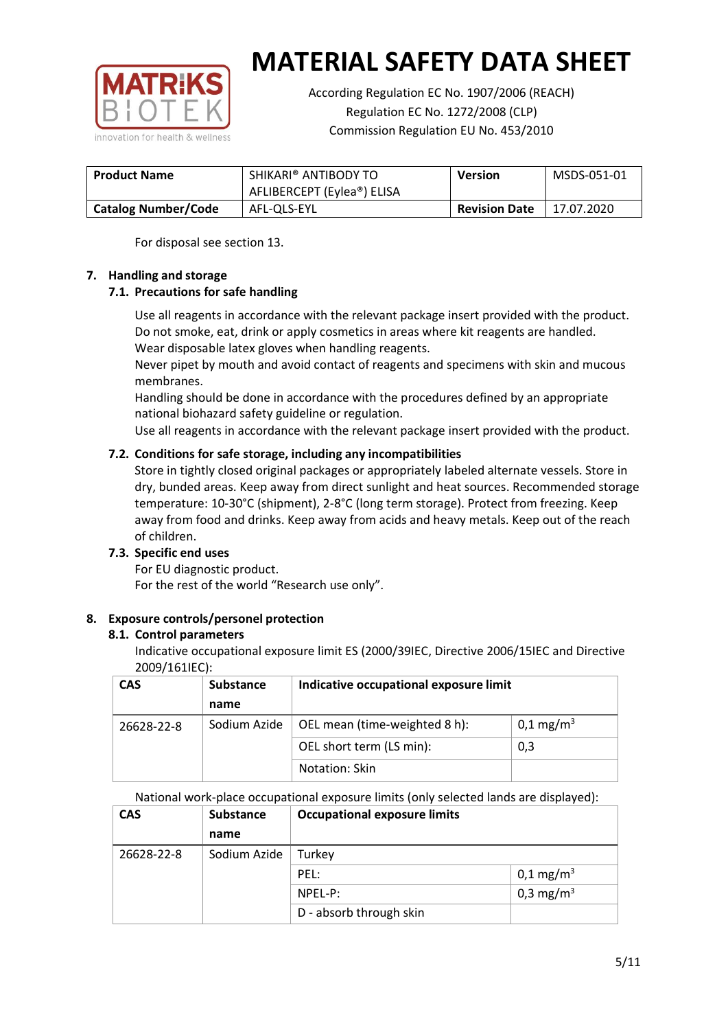# MATERIAL SAFETY DATA SHEET

According Regulation EC No. 1907/2006 (REACH)
Regulation EC No. 1272/2008 (CLP)
Commission Regulation EU No. 453/2010

| **Product Name** | SHIKARI® ANTIBODY TO AFLIBERCEPT (Eylea®) ELISA | **Version** | MSDS-051-01 |
|---|---|---|---|
| **Catalog Number/Code** | AFL-QLS-EYL | **Revision Date** | 17.07.2020 |

For disposal see section 13.

## 7. Handling and storage

### 7.1. Precautions for safe handling

Use all reagents in accordance with the relevant package insert provided with the product.
Do not smoke, eat, drink or apply cosmetics in areas where kit reagents are handled.
Wear disposable latex gloves when handling reagents.
Never pipet by mouth and avoid contact of reagents and specimens with skin and mucous membranes.
Handling should be done in accordance with the procedures defined by an appropriate national biohazard safety guideline or regulation.
Use all reagents in accordance with the relevant package insert provided with the product.

### 7.2. Conditions for safe storage, including any incompatibilities

Store in tightly closed original packages or appropriately labeled alternate vessels. Store in dry, bunded areas. Keep away from direct sunlight and heat sources. Recommended storage temperature: 10-30°C (shipment), 2-8°C (long term storage). Protect from freezing. Keep away from food and drinks. Keep away from acids and heavy metals. Keep out of the reach of children.

### 7.3. Specific end uses

For EU diagnostic product.
For the rest of the world "Research use only".

## 8. Exposure controls/personel protection

### 8.1. Control parameters

Indicative occupational exposure limit ES (2000/39IEC, Directive 2006/15IEC and Directive 2009/161IEC):

| **CAS** | **Substance name** | **Indicative occupational exposure limit** | |
|---|---|---|---|
| 26628-22-8 | Sodium Azide | OEL mean (time-weighted 8 h): | 0,1 mg/m$^3$ |
| | | OEL short term (LS min): | 0,3 |
| | | Notation: Skin | |

National work-place occupational exposure limits (only selected lands are displayed):

| **CAS** | **Substance name** | **Occupational exposure limits** | |
|---|---|---|---|
| 26628-22-8 | Sodium Azide | Turkey | |
| | | PEL: | 0,1 mg/m$^3$ |
| | | NPEL-P: | 0,3 mg/m$^3$ |
| | | D - absorb through skin | |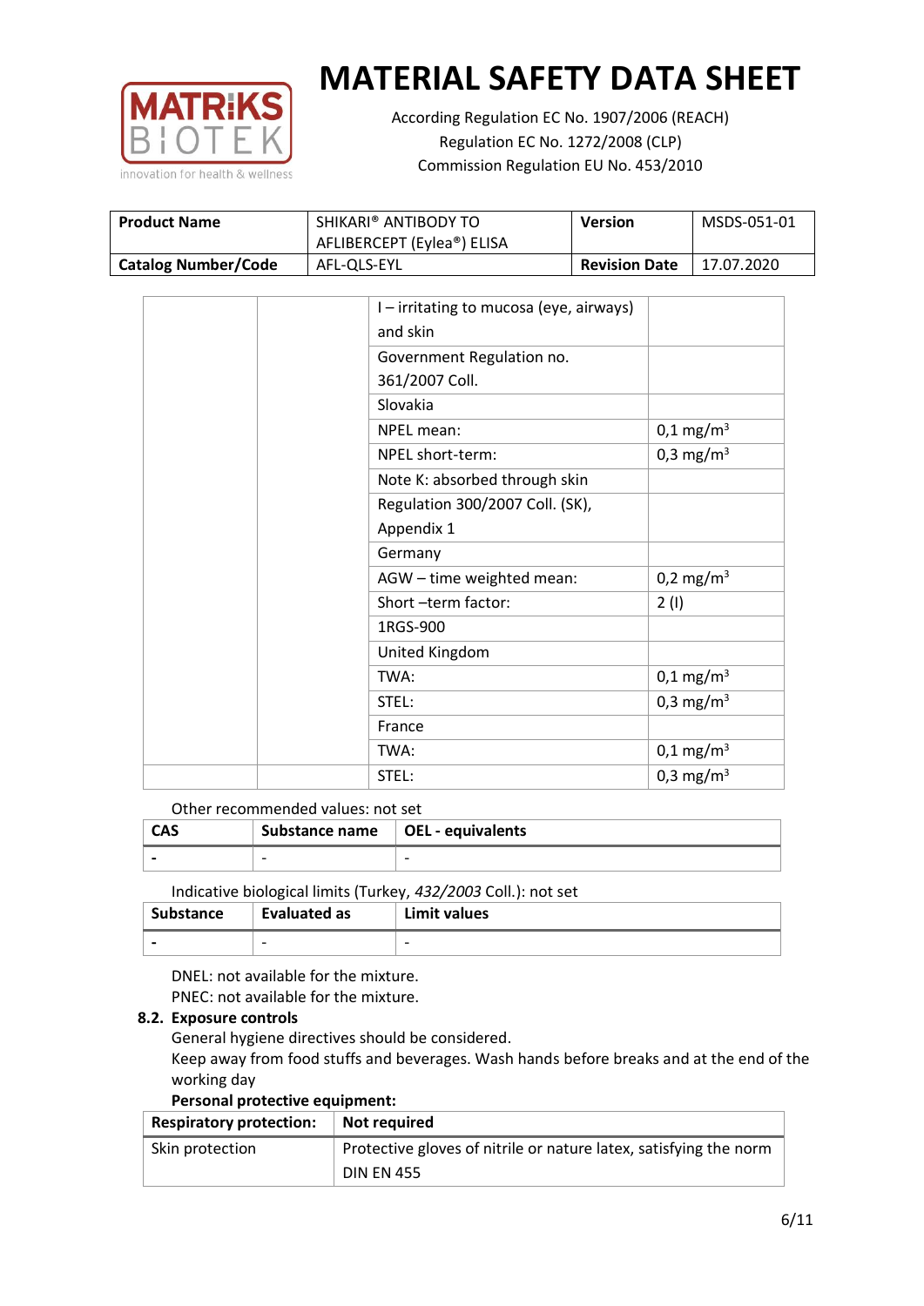# MATERIAL SAFETY DATA SHEET

According Regulation EC No. 1907/2006 (REACH)
Regulation EC No. 1272/2008 (CLP)
Commission Regulation EU No. 453/2010

| **Product Name** | SHIKARI® ANTIBODY TO AFLIBERCEPT (Eylea®) ELISA | **Version** | MSDS-051-01 |
|---|---|---|---|
| **Catalog Number/Code** | AFL-QLS-EYL | **Revision Date** | 17.07.2020 |

| | | | |
|---|---|---|---|
| | | I – irritating to mucosa (eye, airways) and skin | |
| | | Government Regulation no. 361/2007 Coll. | |
| | | Slovakia | |
| | | NPEL mean: | 0,1 mg/m$^3$ |
| | | NPEL short-term: | 0,3 mg/m$^3$ |
| | | Note K: absorbed through skin | |
| | | Regulation 300/2007 Coll. (SK), Appendix 1 | |
| | | Germany | |
| | | AGW – time weighted mean: | 0,2 mg/m$^3$ |
| | | Short –term factor: | 2 (I) |
| | | 1RGS-900 | |
| | | United Kingdom | |
| | | TWA: | 0,1 mg/m$^3$ |
| | | STEL: | 0,3 mg/m$^3$ |
| | | France | |
| | | TWA: | 0,1 mg/m$^3$ |
| | | STEL: | 0,3 mg/m$^3$ |

Other recommended values: not set

| CAS | Substance name | OEL - equivalents |
|---|---|---|
| - | - | - |

Indicative biological limits (Turkey, *432/2003* Coll.): not set

| Substance | Evaluated as | Limit values |
|---|---|---|
| - | - | - |

DNEL: not available for the mixture.
PNEC: not available for the mixture.

### 8.2. Exposure controls

General hygiene directives should be considered.
Keep away from food stuffs and beverages. Wash hands before breaks and at the end of the working day

**Personal protective equipment:**

| **Respiratory protection:** | **Not required** |
|---|---|
| Skin protection | Protective gloves of nitrile or nature latex, satisfying the norm DIN EN 455 |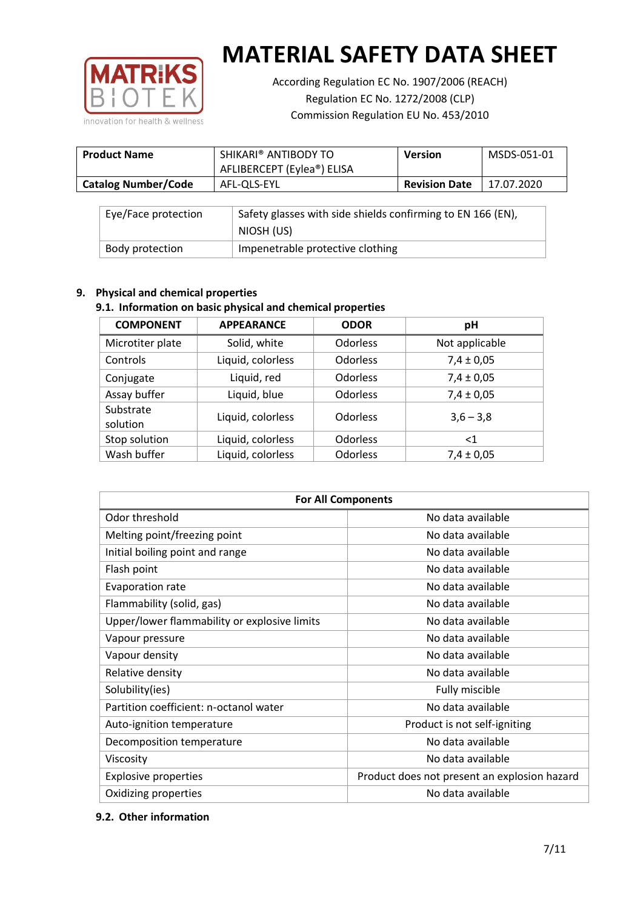# MATERIAL SAFETY DATA SHEET

According Regulation EC No. 1907/2006 (REACH)
Regulation EC No. 1272/2008 (CLP)
Commission Regulation EU No. 453/2010

| Product Name | SHIKARI® ANTIBODY TO AFLIBERCEPT (Eylea®) ELISA | Version | MSDS-051-01 |
|---|---|---|---|
| Catalog Number/Code | AFL-QLS-EYL | Revision Date | 17.07.2020 |

| Eye/Face protection | Safety glasses with side shields confirming to EN 166 (EN), NIOSH (US) |
|---|---|
| Body protection | Impenetrable protective clothing |

## 9. Physical and chemical properties

### 9.1. Information on basic physical and chemical properties

| COMPONENT | APPEARANCE | ODOR | pH |
|---|---|---|---|
| Microtiter plate | Solid, white | Odorless | Not applicable |
| Controls | Liquid, colorless | Odorless | 7,4 ± 0,05 |
| Conjugate | Liquid, red | Odorless | 7,4 ± 0,05 |
| Assay buffer | Liquid, blue | Odorless | 7,4 ± 0,05 |
| Substrate solution | Liquid, colorless | Odorless | 3,6 – 3,8 |
| Stop solution | Liquid, colorless | Odorless | <1 |
| Wash buffer | Liquid, colorless | Odorless | 7,4 ± 0,05 |

| For All Components | |
|---|---|
| Odor threshold | No data available |
| Melting point/freezing point | No data available |
| Initial boiling point and range | No data available |
| Flash point | No data available |
| Evaporation rate | No data available |
| Flammability (solid, gas) | No data available |
| Upper/lower flammability or explosive limits | No data available |
| Vapour pressure | No data available |
| Vapour density | No data available |
| Relative density | No data available |
| Solubility(ies) | Fully miscible |
| Partition coefficient: n-octanol water | No data available |
| Auto-ignition temperature | Product is not self-igniting |
| Decomposition temperature | No data available |
| Viscosity | No data available |
| Explosive properties | Product does not present an explosion hazard |
| Oxidizing properties | No data available |

### 9.2. Other information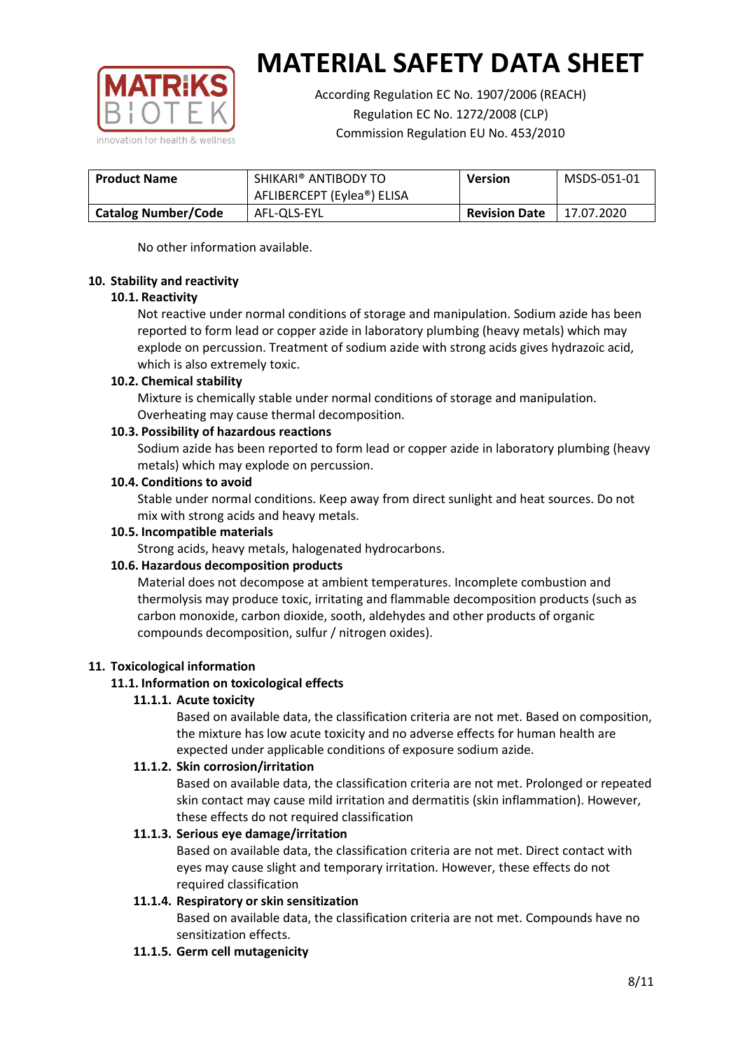| Product Name | SHIKARI® ANTIBODY TO AFLIBERCEPT (Eylea®) ELISA | Version | MSDS-051-01 |
|---|---|---|---|
| Catalog Number/Code | AFL-QLS-EYL | Revision Date | 17.07.2020 |

No other information available.

## 10. Stability and reactivity

### 10.1. Reactivity

Not reactive under normal conditions of storage and manipulation. Sodium azide has been reported to form lead or copper azide in laboratory plumbing (heavy metals) which may explode on percussion. Treatment of sodium azide with strong acids gives hydrazoic acid, which is also extremely toxic.

### 10.2. Chemical stability

Mixture is chemically stable under normal conditions of storage and manipulation. Overheating may cause thermal decomposition.

### 10.3. Possibility of hazardous reactions

Sodium azide has been reported to form lead or copper azide in laboratory plumbing (heavy metals) which may explode on percussion.

### 10.4. Conditions to avoid

Stable under normal conditions. Keep away from direct sunlight and heat sources. Do not mix with strong acids and heavy metals.

### 10.5. Incompatible materials

Strong acids, heavy metals, halogenated hydrocarbons.

### 10.6. Hazardous decomposition products

Material does not decompose at ambient temperatures. Incomplete combustion and thermolysis may produce toxic, irritating and flammable decomposition products (such as carbon monoxide, carbon dioxide, sooth, aldehydes and other products of organic compounds decomposition, sulfur / nitrogen oxides).

## 11. Toxicological information

### 11.1. Information on toxicological effects

#### 11.1.1. Acute toxicity

Based on available data, the classification criteria are not met. Based on composition, the mixture has low acute toxicity and no adverse effects for human health are expected under applicable conditions of exposure sodium azide.

#### 11.1.2. Skin corrosion/irritation

Based on available data, the classification criteria are not met. Prolonged or repeated skin contact may cause mild irritation and dermatitis (skin inflammation). However, these effects do not required classification

#### 11.1.3. Serious eye damage/irritation

Based on available data, the classification criteria are not met. Direct contact with eyes may cause slight and temporary irritation. However, these effects do not required classification

#### 11.1.4. Respiratory or skin sensitization

Based on available data, the classification criteria are not met. Compounds have no sensitization effects.

#### 11.1.5. Germ cell mutagenicity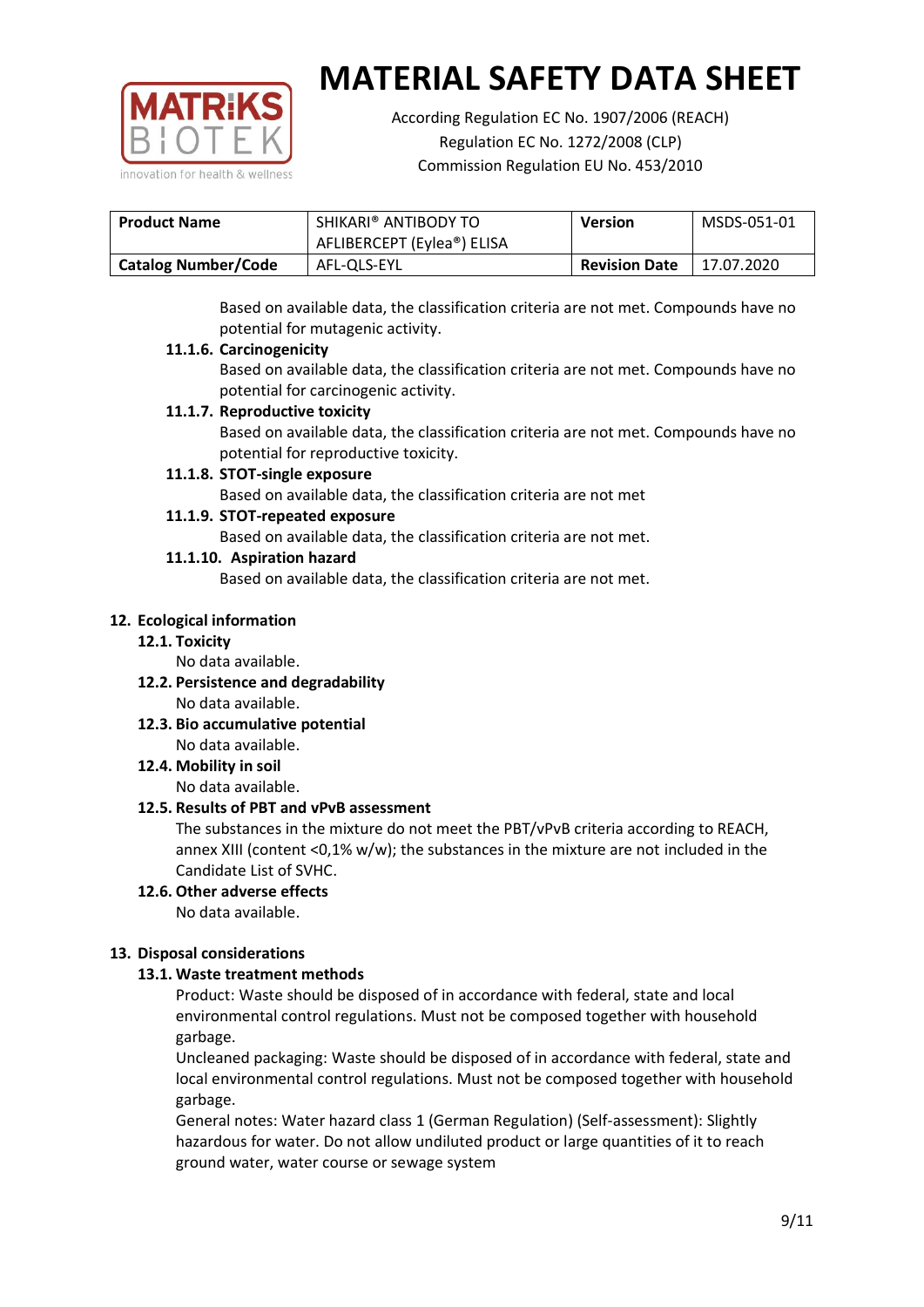Based on available data, the classification criteria are not met. Compounds have no potential for mutagenic activity.

**11.1.6. Carcinogenicity**

Based on available data, the classification criteria are not met. Compounds have no potential for carcinogenic activity.

**11.1.7. Reproductive toxicity**

Based on available data, the classification criteria are not met. Compounds have no potential for reproductive toxicity.

**11.1.8. STOT-single exposure**

Based on available data, the classification criteria are not met

**11.1.9. STOT-repeated exposure**

Based on available data, the classification criteria are not met.

**11.1.10. Aspiration hazard**

Based on available data, the classification criteria are not met.

## 12. Ecological information

### 12.1. Toxicity

No data available.

### 12.2. Persistence and degradability

No data available.

### 12.3. Bio accumulative potential

No data available.

### 12.4. Mobility in soil

No data available.

### 12.5. Results of PBT and vPvB assessment

The substances in the mixture do not meet the PBT/vPvB criteria according to REACH, annex XIII (content <0,1% w/w); the substances in the mixture are not included in the Candidate List of SVHC.

### 12.6. Other adverse effects

No data available.

## 13. Disposal considerations

### 13.1. Waste treatment methods

Product: Waste should be disposed of in accordance with federal, state and local environmental control regulations. Must not be composed together with household garbage.

Uncleaned packaging: Waste should be disposed of in accordance with federal, state and local environmental control regulations. Must not be composed together with household garbage.

General notes: Water hazard class 1 (German Regulation) (Self-assessment): Slightly hazardous for water. Do not allow undiluted product or large quantities of it to reach ground water, water course or sewage system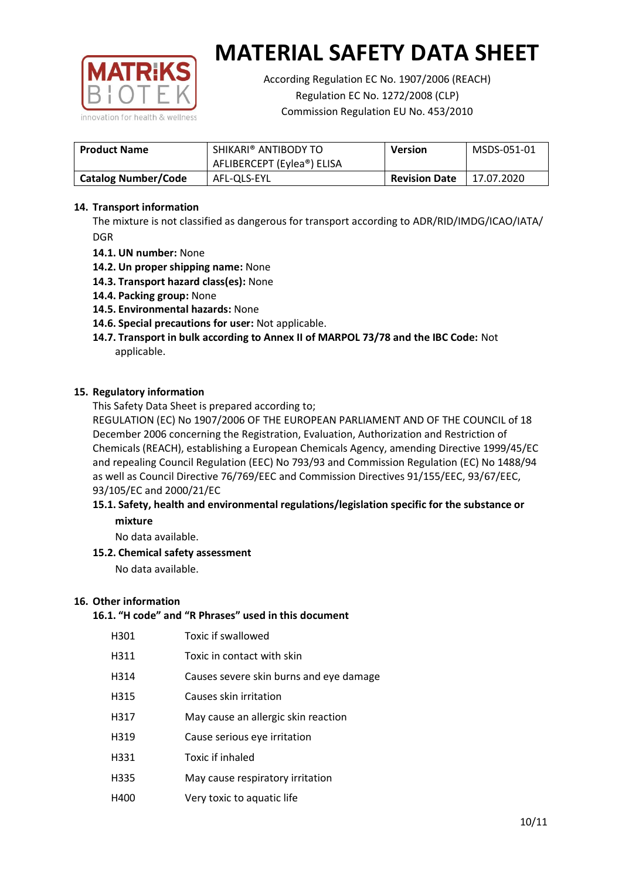# MATERIAL SAFETY DATA SHEET

According Regulation EC No. 1907/2006 (REACH)
Regulation EC No. 1272/2008 (CLP)
Commission Regulation EU No. 453/2010

| **Product Name** | SHIKARI® ANTIBODY TO AFLIBERCEPT (Eylea®) ELISA | **Version** | MSDS-051-01 |
|---|---|---|---|
| **Catalog Number/Code** | AFL-QLS-EYL | **Revision Date** | 17.07.2020 |

## 14. Transport information

The mixture is not classified as dangerous for transport according to ADR/RID/IMDG/ICAO/IATA/DGR

- **14.1. UN number:** None
- **14.2. Un proper shipping name:** None
- **14.3. Transport hazard class(es):** None
- **14.4. Packing group:** None
- **14.5. Environmental hazards:** None
- **14.6. Special precautions for user:** Not applicable.
- **14.7. Transport in bulk according to Annex II of MARPOL 73/78 and the IBC Code:** Not applicable.

## 15. Regulatory information

This Safety Data Sheet is prepared according to;
REGULATION (EC) No 1907/2006 OF THE EUROPEAN PARLIAMENT AND OF THE COUNCIL of 18 December 2006 concerning the Registration, Evaluation, Authorization and Restriction of Chemicals (REACH), establishing a European Chemicals Agency, amending Directive 1999/45/EC and repealing Council Regulation (EEC) No 793/93 and Commission Regulation (EC) No 1488/94 as well as Council Directive 76/769/EEC and Commission Directives 91/155/EEC, 93/67/EEC, 93/105/EC and 2000/21/EC

### 15.1. Safety, health and environmental regulations/legislation specific for the substance or mixture

No data available.

### 15.2. Chemical safety assessment

No data available.

## 16. Other information

### 16.1. "H code" and "R Phrases" used in this document

| | |
|---|---|
| H301 | Toxic if swallowed |
| H311 | Toxic in contact with skin |
| H314 | Causes severe skin burns and eye damage |
| H315 | Causes skin irritation |
| H317 | May cause an allergic skin reaction |
| H319 | Cause serious eye irritation |
| H331 | Toxic if inhaled |
| H335 | May cause respiratory irritation |
| H400 | Very toxic to aquatic life |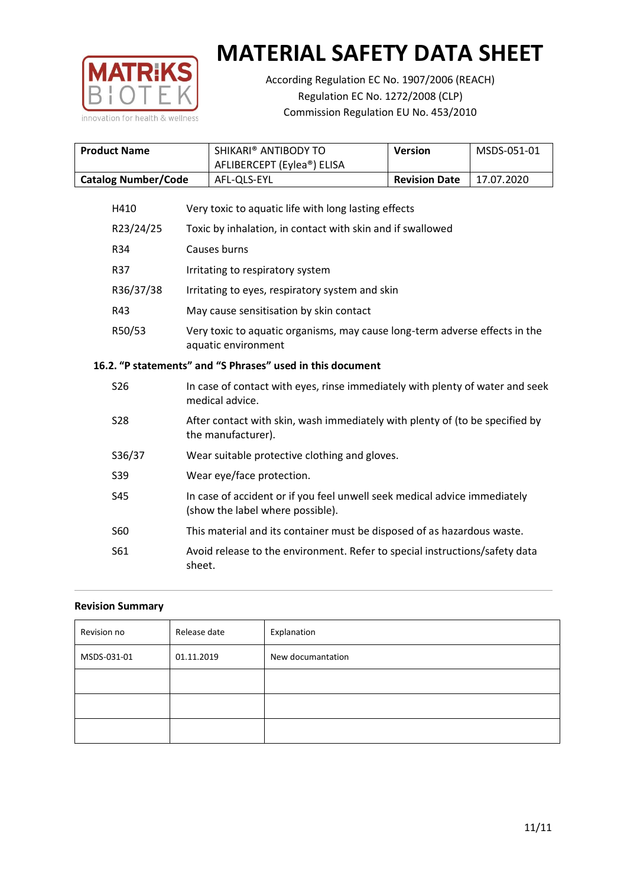# MATERIAL SAFETY DATA SHEET

According Regulation EC No. 1907/2006 (REACH)
Regulation EC No. 1272/2008 (CLP)
Commission Regulation EU No. 453/2010

| | | | |
|---|---|---|---|
| **Product Name** | SHIKARI® ANTIBODY TO AFLIBERCEPT (Eylea®) ELISA | **Version** | MSDS-051-01 |
| **Catalog Number/Code** | AFL-QLS-EYL | **Revision Date** | 17.07.2020 |

| | |
|---|---|
| H410 | Very toxic to aquatic life with long lasting effects |
| R23/24/25 | Toxic by inhalation, in contact with skin and if swallowed |
| R34 | Causes burns |
| R37 | Irritating to respiratory system |
| R36/37/38 | Irritating to eyes, respiratory system and skin |
| R43 | May cause sensitisation by skin contact |
| R50/53 | Very toxic to aquatic organisms, may cause long-term adverse effects in the aquatic environment |

### 16.2. “P statements” and “S Phrases” used in this document

| | |
|---|---|
| S26 | In case of contact with eyes, rinse immediately with plenty of water and seek medical advice. |
| S28 | After contact with skin, wash immediately with plenty of (to be specified by the manufacturer). |
| S36/37 | Wear suitable protective clothing and gloves. |
| S39 | Wear eye/face protection. |
| S45 | In case of accident or if you feel unwell seek medical advice immediately (show the label where possible). |
| S60 | This material and its container must be disposed of as hazardous waste. |
| S61 | Avoid release to the environment. Refer to special instructions/safety data sheet. |

**Revision Summary**

| Revision no | Release date | Explanation |
|---|---|---|
| MSDS-031-01 | 01.11.2019 | New documantation |
| | | |
| | | |
| | | |